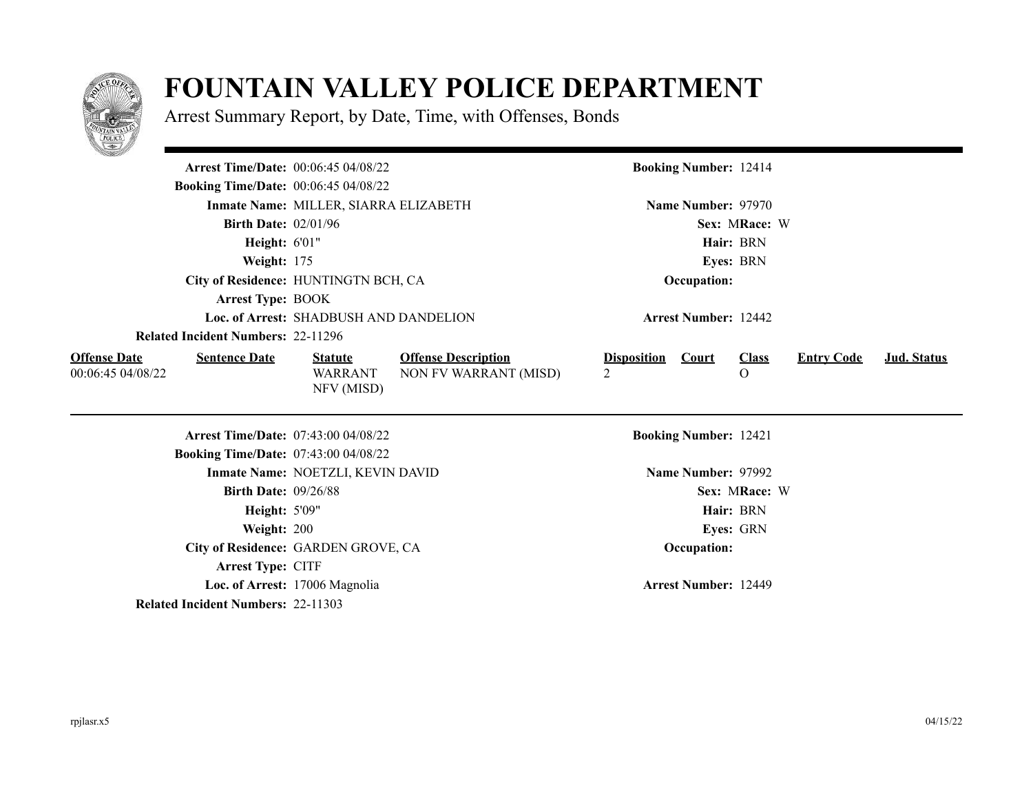# FOUNTAIN VALLEY POLICE DEPARTMENT

Arrest Summary Report, by Date, Time, with Offenses, Bonds

**Arrest Time/Date:** 00:06:45 04/08/22
**Booking Number:** 12414
**Booking Time/Date:** 00:06:45 04/08/22
**Inmate Name:** MILLER, SIARRA ELIZABETH
**Name Number:** 97970
**Birth Date:** 02/01/96
**Sex:** M **Race:** W
**Height:** 6'01"
**Hair:** BRN
**Weight:** 175
**Eyes:** BRN
**City of Residence:** HUNTINGTN BCH, CA
**Occupation:**
**Arrest Type:** BOOK
**Loc. of Arrest:** SHADBUSH AND DANDELION
**Arrest Number:** 12442
**Related Incident Numbers:** 22-11296

| Offense Date | Sentence Date | Statute | Offense Description | Disposition | Court | Class | Entry Code | Jud. Status |
|---|---|---|---|---|---|---|---|---|
| 00:06:45 04/08/22 | | WARRANT NFV (MISD) | NON FV WARRANT (MISD) | 2 | | O | | |

---

**Arrest Time/Date:** 07:43:00 04/08/22
**Booking Number:** 12421
**Booking Time/Date:** 07:43:00 04/08/22
**Inmate Name:** NOETZLI, KEVIN DAVID
**Name Number:** 97992
**Birth Date:** 09/26/88
**Sex:** M **Race:** W
**Height:** 5'09"
**Hair:** BRN
**Weight:** 200
**Eyes:** GRN
**City of Residence:** GARDEN GROVE, CA
**Occupation:**
**Arrest Type:** CITF
**Loc. of Arrest:** 17006 Magnolia
**Arrest Number:** 12449
**Related Incident Numbers:** 22-11303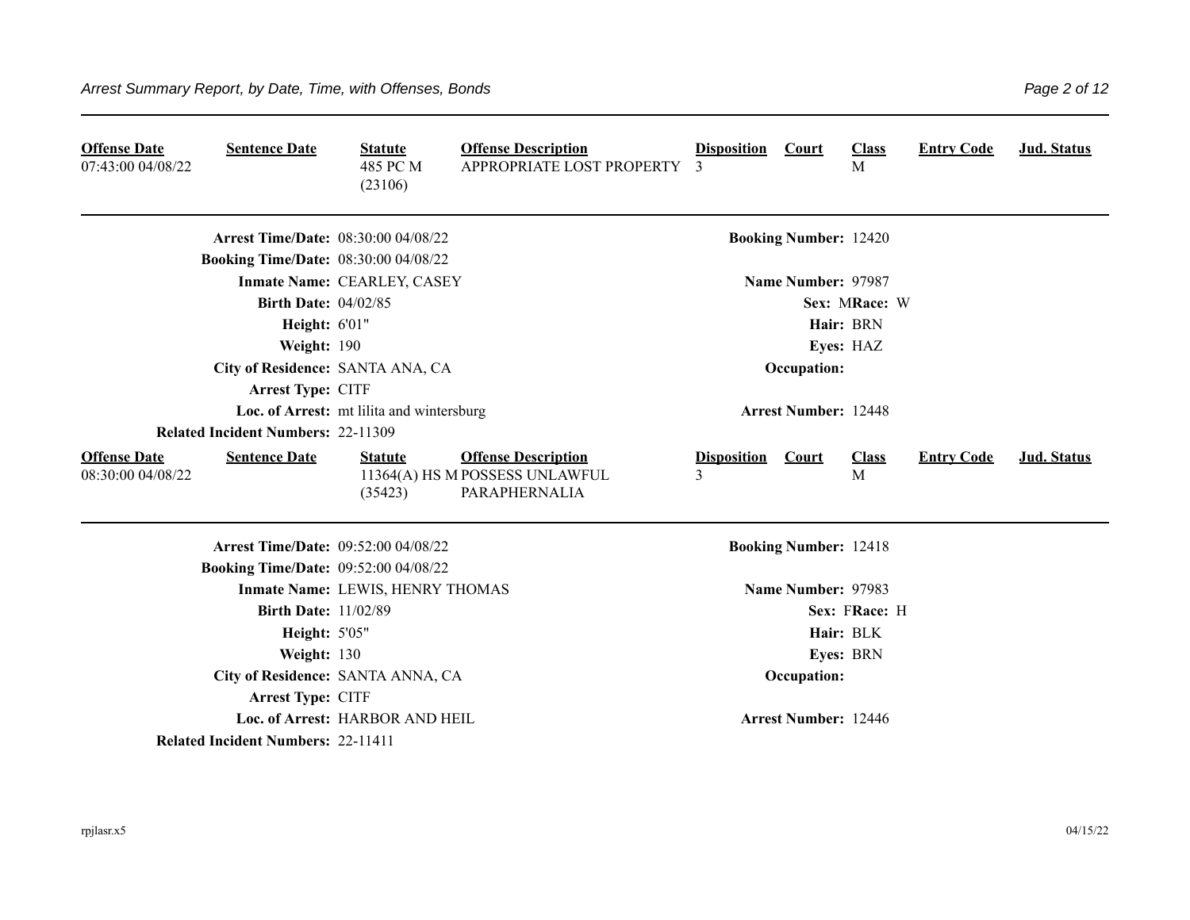| Offense Date | Sentence Date | Statute | Offense Description | Disposition | Court | Class | Entry Code | Jud. Status |
|---|---|---|---|---|---|---|---|---|
| 07:43:00 04/08/22 | | 485 PC M (23106) | APPROPRIATE LOST PROPERTY | 3 | | M | | |

**Arrest Time/Date:** 08:30:00 04/08/22
**Booking Number:** 12420
**Booking Time/Date:** 08:30:00 04/08/22
**Inmate Name:** CEARLEY, CASEY
**Name Number:** 97987
**Birth Date:** 04/02/85
**Sex:** M **Race:** W
**Height:** 6'01"
**Hair:** BRN
**Weight:** 190
**Eyes:** HAZ
**City of Residence:** SANTA ANA, CA
**Occupation:**
**Arrest Type:** CITF
**Loc. of Arrest:** mt lilita and wintersburg
**Arrest Number:** 12448
**Related Incident Numbers:** 22-11309

| Offense Date | Sentence Date | Statute | Offense Description | Disposition | Court | Class | Entry Code | Jud. Status |
|---|---|---|---|---|---|---|---|---|
| 08:30:00 04/08/22 | | 11364(A) HS M (35423) | POSSESS UNLAWFUL PARAPHERNALIA | 3 | | M | | |

**Arrest Time/Date:** 09:52:00 04/08/22
**Booking Number:** 12418
**Booking Time/Date:** 09:52:00 04/08/22
**Inmate Name:** LEWIS, HENRY THOMAS
**Name Number:** 97983
**Birth Date:** 11/02/89
**Sex:** F **Race:** H
**Height:** 5'05"
**Hair:** BLK
**Weight:** 130
**Eyes:** BRN
**City of Residence:** SANTA ANNA, CA
**Occupation:**
**Arrest Type:** CITF
**Loc. of Arrest:** HARBOR AND HEIL
**Arrest Number:** 12446
**Related Incident Numbers:** 22-11411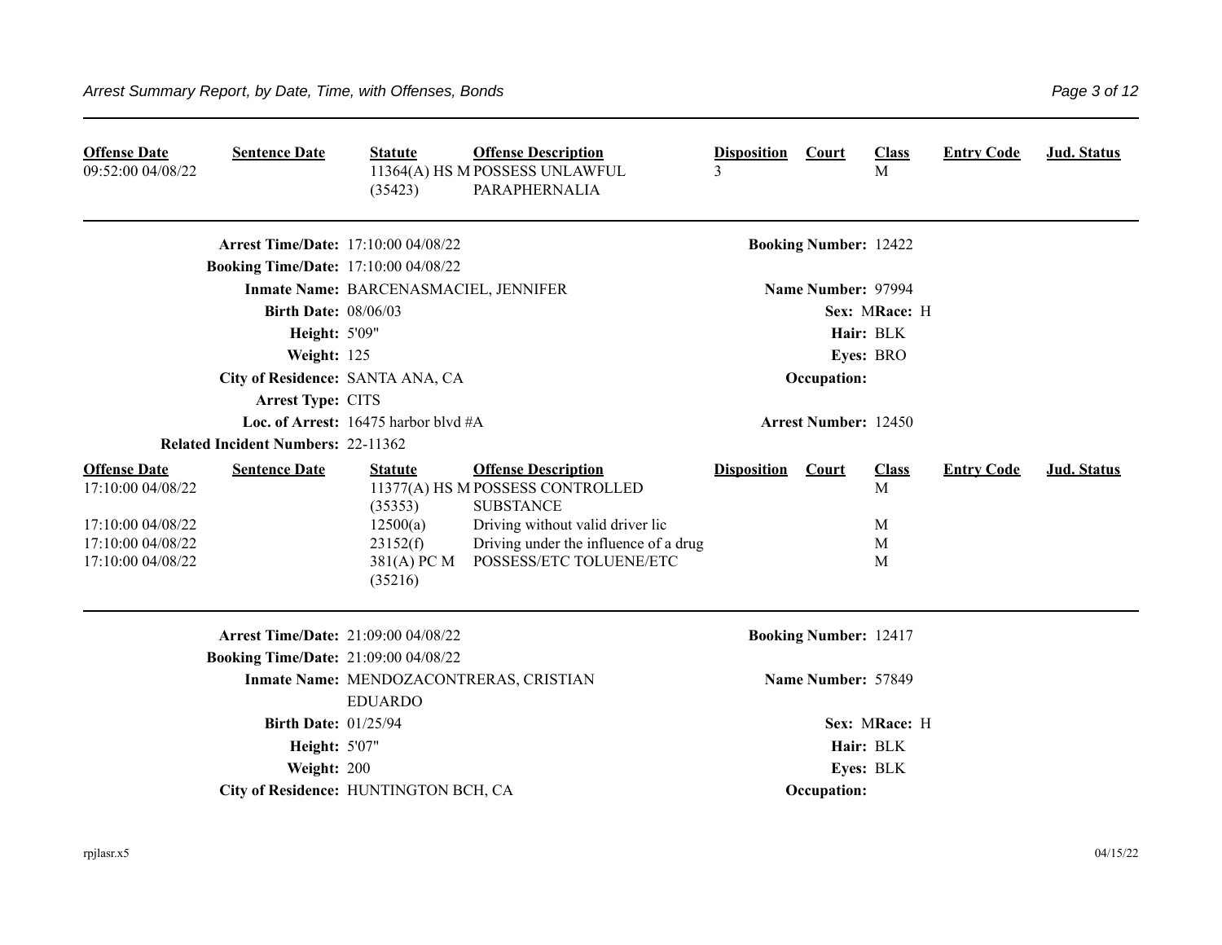| Offense Date | Sentence Date | Statute | Offense Description | Disposition | Court | Class | Entry Code | Jud. Status |
|---|---|---|---|---|---|---|---|---|
| 09:52:00 04/08/22 | | 11364(A) HS M (35423) | POSSESS UNLAWFUL PARAPHERNALIA | 3 | | M | | |

**Arrest Time/Date:** 17:10:00 04/08/22 **Booking Number:** 12422

**Booking Time/Date:** 17:10:00 04/08/22

**Inmate Name:** BARCENASMACIEL, JENNIFER **Name Number:** 97994

**Birth Date:** 08/06/03 **Sex:** M **Race:** H

**Height:** 5'09" **Hair:** BLK

**Weight:** 125 **Eyes:** BRO

**City of Residence:** SANTA ANA, CA **Occupation:**

**Arrest Type:** CITS

**Loc. of Arrest:** 16475 harbor blvd #A **Arrest Number:** 12450

**Related Incident Numbers:** 22-11362

| Offense Date | Sentence Date | Statute | Offense Description | Disposition | Court | Class | Entry Code | Jud. Status |
|---|---|---|---|---|---|---|---|---|
| 17:10:00 04/08/22 | | 11377(A) HS M (35353) | POSSESS CONTROLLED SUBSTANCE | | | M | | |
| 17:10:00 04/08/22 | | 12500(a) | Driving without valid driver lic | | | M | | |
| 17:10:00 04/08/22 | | 23152(f) | Driving under the influence of a drug | | | M | | |
| 17:10:00 04/08/22 | | 381(A) PC M (35216) | POSSESS/ETC TOLUENE/ETC | | | M | | |

**Arrest Time/Date:** 21:09:00 04/08/22 **Booking Number:** 12417

**Booking Time/Date:** 21:09:00 04/08/22

**Inmate Name:** MENDOZACONTRERAS, CRISTIAN EDUARDO **Name Number:** 57849

**Birth Date:** 01/25/94 **Sex:** M **Race:** H

**Height:** 5'07" **Hair:** BLK

**Weight:** 200 **Eyes:** BLK

**City of Residence:** HUNTINGTON BCH, CA **Occupation:**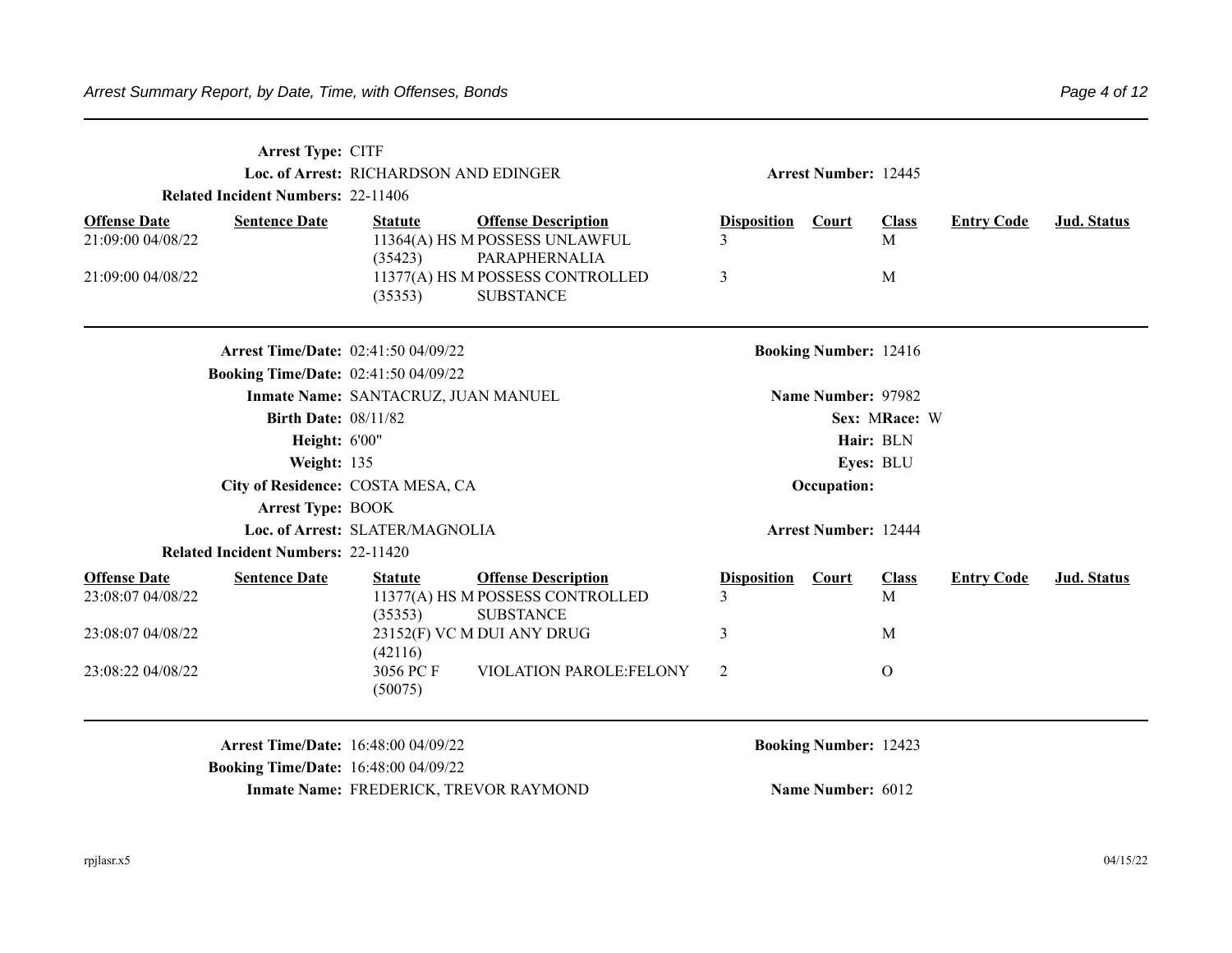**Arrest Type:** CITF

**Loc. of Arrest:** RICHARDSON AND EDINGER

**Arrest Number:** 12445

**Related Incident Numbers:** 22-11406

| Offense Date | Sentence Date | Statute | Offense Description | Disposition | Court | Class | Entry Code | Jud. Status |
|---|---|---|---|---|---|---|---|---|
| 21:09:00 04/08/22 | | 11364(A) HS M (35423) | POSSESS UNLAWFUL PARAPHERNALIA | 3 | | M | | |
| 21:09:00 04/08/22 | | 11377(A) HS M (35353) | POSSESS CONTROLLED SUBSTANCE | 3 | | M | | |

---

**Arrest Time/Date:** 02:41:50 04/09/22

**Booking Number:** 12416

**Booking Time/Date:** 02:41:50 04/09/22

**Inmate Name:** SANTACRUZ, JUAN MANUEL

**Name Number:** 97982

**Birth Date:** 08/11/82

**Sex:** M **Race:** W

**Height:** 6'00"

**Hair:** BLN

**Weight:** 135

**Eyes:** BLU

**City of Residence:** COSTA MESA, CA

**Occupation:**

**Arrest Type:** BOOK

**Loc. of Arrest:** SLATER/MAGNOLIA

**Arrest Number:** 12444

**Related Incident Numbers:** 22-11420

| Offense Date | Sentence Date | Statute | Offense Description | Disposition | Court | Class | Entry Code | Jud. Status |
|---|---|---|---|---|---|---|---|---|
| 23:08:07 04/08/22 | | 11377(A) HS M (35353) | POSSESS CONTROLLED SUBSTANCE | 3 | | M | | |
| 23:08:07 04/08/22 | | 23152(F) VC M (42116) | DUI ANY DRUG | 3 | | M | | |
| 23:08:22 04/08/22 | | 3056 PC F (50075) | VIOLATION PAROLE:FELONY | 2 | | O | | |

---

**Arrest Time/Date:** 16:48:00 04/09/22

**Booking Number:** 12423

**Booking Time/Date:** 16:48:00 04/09/22

**Inmate Name:** FREDERICK, TREVOR RAYMOND

**Name Number:** 6012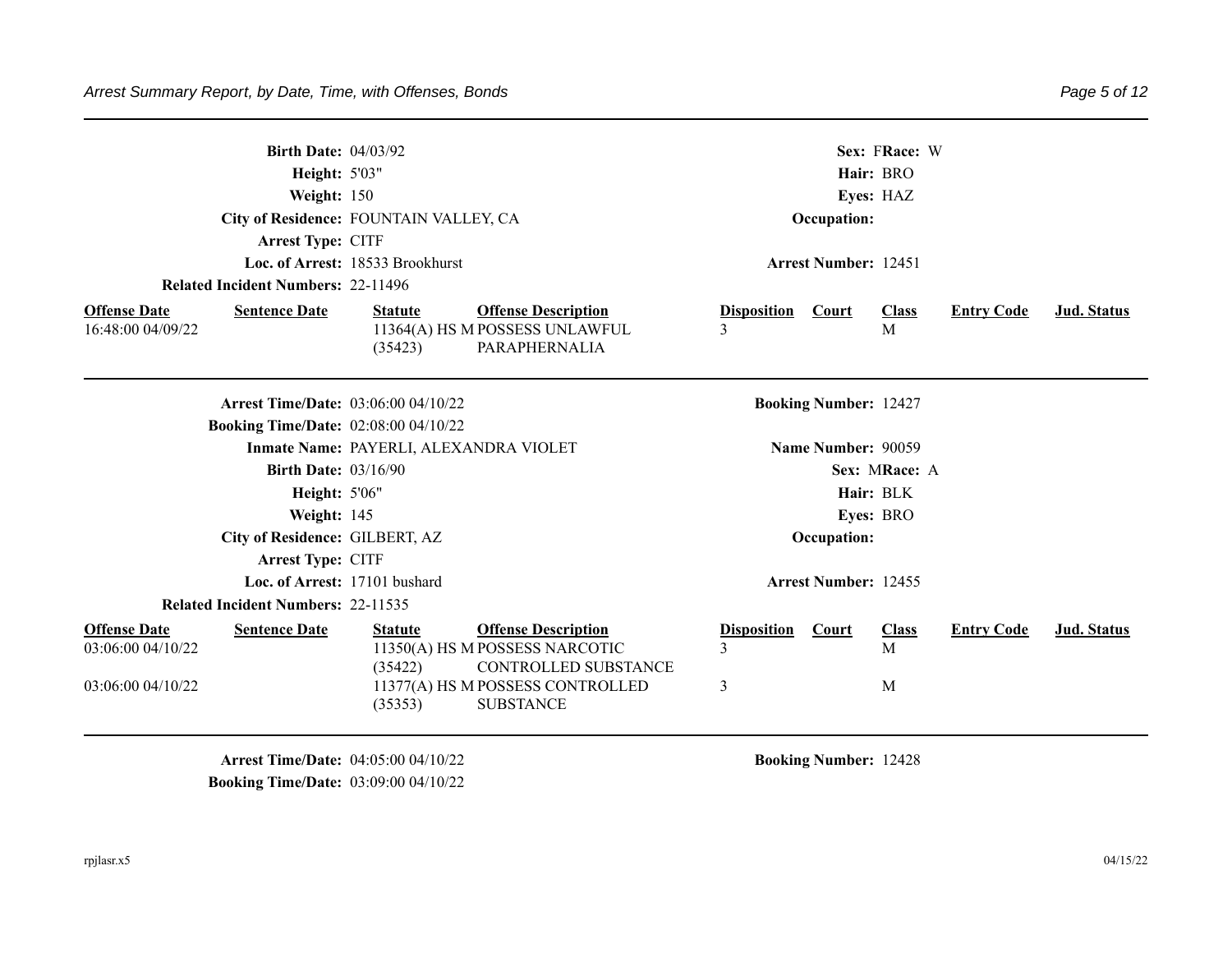**Birth Date:** 04/03/92 **Sex:** F **Race:** W
**Height:** 5'03" **Hair:** BRO
**Weight:** 150 **Eyes:** HAZ
**City of Residence:** FOUNTAIN VALLEY, CA **Occupation:**
**Arrest Type:** CITF
**Loc. of Arrest:** 18533 Brookhurst **Arrest Number:** 12451
**Related Incident Numbers:** 22-11496

| Offense Date | Sentence Date | Statute | Offense Description | Disposition | Court | Class | Entry Code | Jud. Status |
|---|---|---|---|---|---|---|---|---|
| 16:48:00 04/09/22 | | 11364(A) HS M (35423) | POSSESS UNLAWFUL PARAPHERNALIA | 3 | | M | | |

---

**Arrest Time/Date:** 03:06:00 04/10/22 **Booking Number:** 12427
**Booking Time/Date:** 02:08:00 04/10/22
**Inmate Name:** PAYERLI, ALEXANDRA VIOLET **Name Number:** 90059
**Birth Date:** 03/16/90 **Sex:** M **Race:** A
**Height:** 5'06" **Hair:** BLK
**Weight:** 145 **Eyes:** BRO
**City of Residence:** GILBERT, AZ **Occupation:**
**Arrest Type:** CITF
**Loc. of Arrest:** 17101 bushard **Arrest Number:** 12455
**Related Incident Numbers:** 22-11535

| Offense Date | Sentence Date | Statute | Offense Description | Disposition | Court | Class | Entry Code | Jud. Status |
|---|---|---|---|---|---|---|---|---|
| 03:06:00 04/10/22 | | 11350(A) HS M (35422) | POSSESS NARCOTIC CONTROLLED SUBSTANCE | 3 | | M | | |
| 03:06:00 04/10/22 | | 11377(A) HS M (35353) | POSSESS CONTROLLED SUBSTANCE | 3 | | M | | |

---

**Arrest Time/Date:** 04:05:00 04/10/22 **Booking Number:** 12428
**Booking Time/Date:** 03:09:00 04/10/22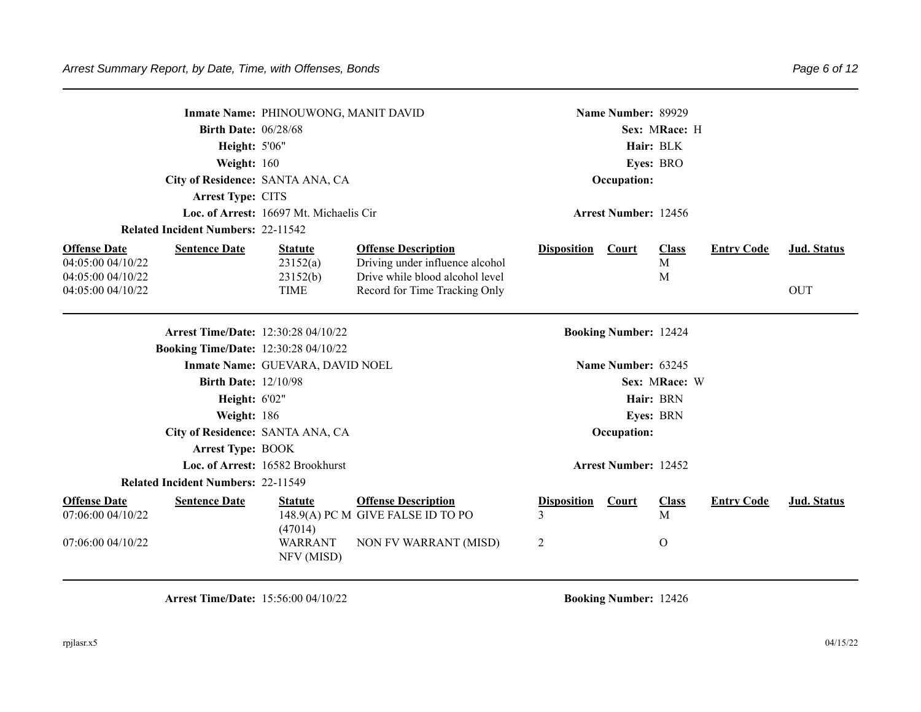Inmate Name: PHINOUWONG, MANIT DAVID | Name Number: 89929
Birth Date: 06/28/68 | Sex: M Race: H
Height: 5'06" | Hair: BLK
Weight: 160 | Eyes: BRO
City of Residence: SANTA ANA, CA | Occupation:
Arrest Type: CITS
Loc. of Arrest: 16697 Mt. Michaelis Cir | Arrest Number: 12456
Related Incident Numbers: 22-11542

| Offense Date | Sentence Date | Statute | Offense Description | Disposition | Court | Class | Entry Code | Jud. Status |
|---|---|---|---|---|---|---|---|---|
| 04:05:00 04/10/22 | | 23152(a) | Driving under influence alcohol | | | M | | |
| 04:05:00 04/10/22 | | 23152(b) | Drive while blood alcohol level | | | M | | |
| 04:05:00 04/10/22 | | TIME | Record for Time Tracking Only | | | | | OUT |

---

Arrest Time/Date: 12:30:28 04/10/22 | Booking Number: 12424
Booking Time/Date: 12:30:28 04/10/22
Inmate Name: GUEVARA, DAVID NOEL | Name Number: 63245
Birth Date: 12/10/98 | Sex: M Race: W
Height: 6'02" | Hair: BRN
Weight: 186 | Eyes: BRN
City of Residence: SANTA ANA, CA | Occupation:
Arrest Type: BOOK
Loc. of Arrest: 16582 Brookhurst | Arrest Number: 12452
Related Incident Numbers: 22-11549

| Offense Date | Sentence Date | Statute | Offense Description | Disposition | Court | Class | Entry Code | Jud. Status |
|---|---|---|---|---|---|---|---|---|
| 07:06:00 04/10/22 | | 148.9(A) PC M (47014) | GIVE FALSE ID TO PO | 3 | | M | | |
| 07:06:00 04/10/22 | | WARRANT NFV (MISD) | NON FV WARRANT (MISD) | 2 | | O | | |

---

Arrest Time/Date: 15:56:00 04/10/22 | Booking Number: 12426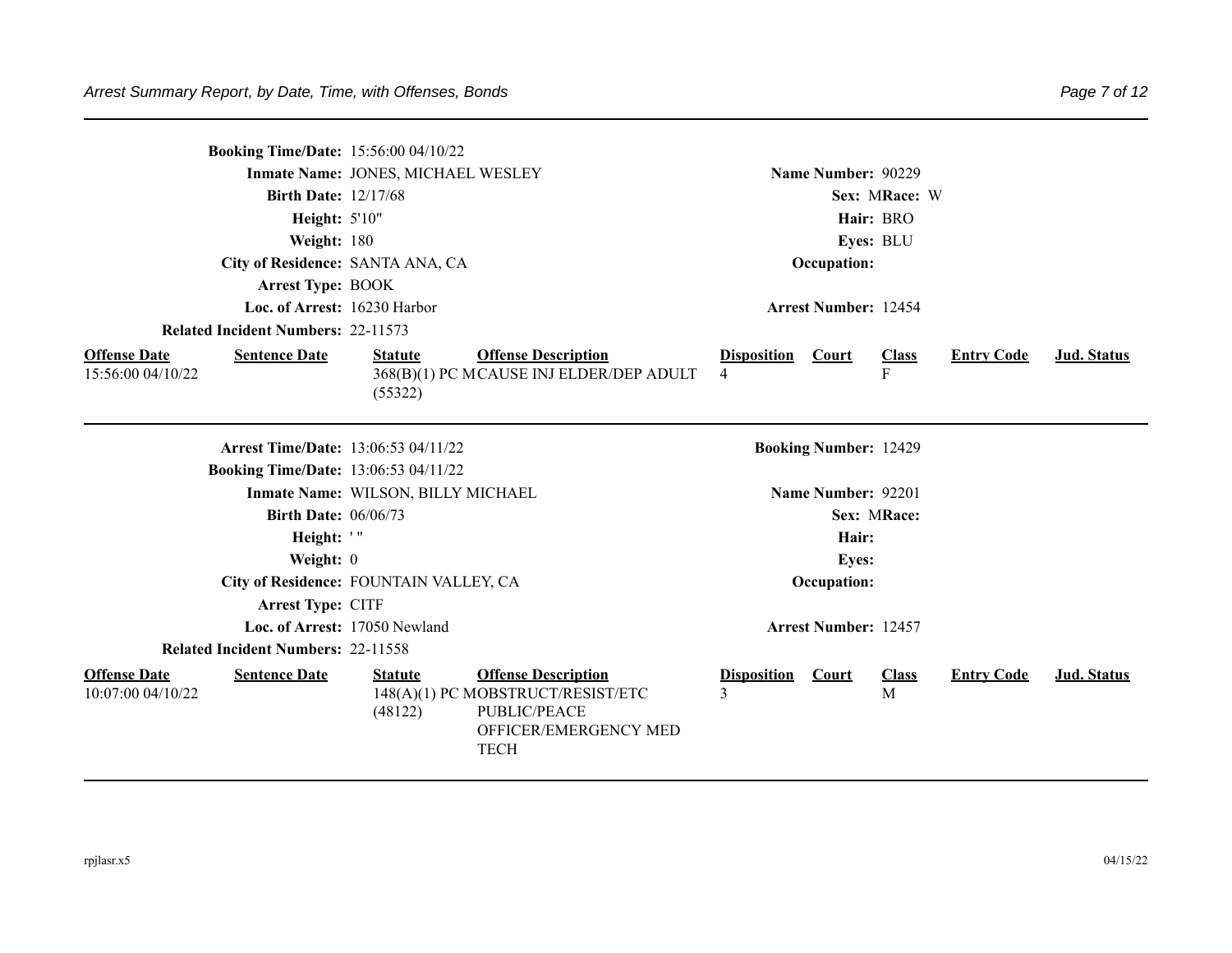**Booking Time/Date:** 15:56:00 04/10/22

**Inmate Name:** JONES, MICHAEL WESLEY **Name Number:** 90229

**Birth Date:** 12/17/68 **Sex:** M **Race:** W

**Height:** 5'10" **Hair:** BRO

**Weight:** 180 **Eyes:** BLU

**City of Residence:** SANTA ANA, CA **Occupation:**

**Arrest Type:** BOOK

**Loc. of Arrest:** 16230 Harbor **Arrest Number:** 12454

**Related Incident Numbers:** 22-11573

| Offense Date | Sentence Date | Statute | Offense Description | Disposition | Court | Class | Entry Code | Jud. Status |
|---|---|---|---|---|---|---|---|---|
| 15:56:00 04/10/22 | | 368(B)(1) PC M (55322) | CAUSE INJ ELDER/DEP ADULT | 4 | | F | | |

---

**Arrest Time/Date:** 13:06:53 04/11/22 **Booking Number:** 12429

**Booking Time/Date:** 13:06:53 04/11/22

**Inmate Name:** WILSON, BILLY MICHAEL **Name Number:** 92201

**Birth Date:** 06/06/73 **Sex:** M **Race:**

**Height:** ' " **Hair:**

**Weight:** 0 **Eyes:**

**City of Residence:** FOUNTAIN VALLEY, CA **Occupation:**

**Arrest Type:** CITF

**Loc. of Arrest:** 17050 Newland **Arrest Number:** 12457

**Related Incident Numbers:** 22-11558

| Offense Date | Sentence Date | Statute | Offense Description | Disposition | Court | Class | Entry Code | Jud. Status |
|---|---|---|---|---|---|---|---|---|
| 10:07:00 04/10/22 | | 148(A)(1) PC M (48122) | OBSTRUCT/RESIST/ETC PUBLIC/PEACE OFFICER/EMERGENCY MED TECH | 3 | | M | | |

rpjlasr.x5 04/15/22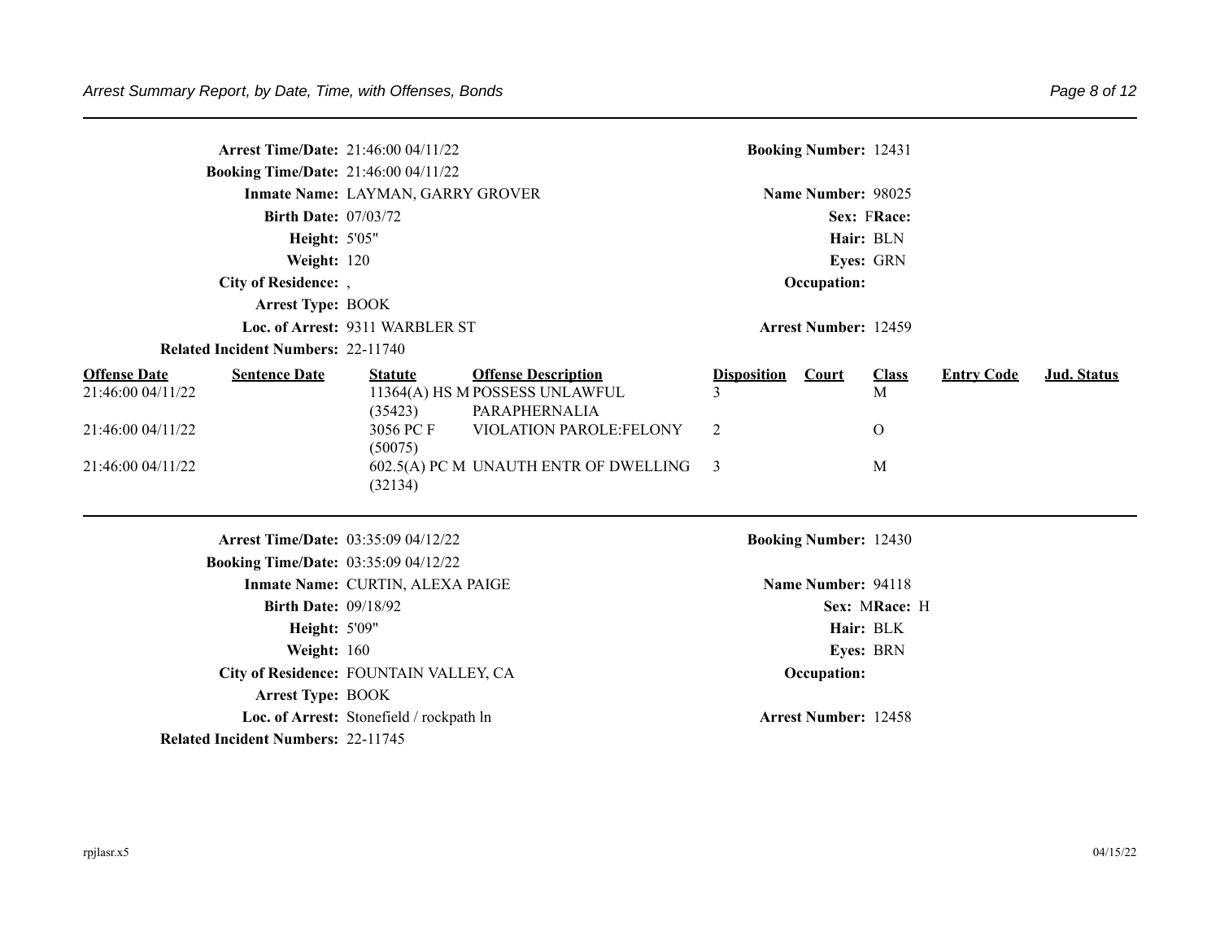**Arrest Time/Date:** 21:46:00 04/11/22
**Booking Time/Date:** 21:46:00 04/11/22
**Inmate Name:** LAYMAN, GARRY GROVER
**Birth Date:** 07/03/72
**Height:** 5'05"
**Weight:** 120
**City of Residence:** ,
**Arrest Type:** BOOK
**Loc. of Arrest:** 9311 WARBLER ST
**Related Incident Numbers:** 22-11740

**Booking Number:** 12431
**Name Number:** 98025
**Sex:** F **Race:**
**Hair:** BLN
**Eyes:** GRN
**Occupation:**
**Arrest Number:** 12459

| Offense Date | Sentence Date | Statute | Offense Description | Disposition | Court | Class | Entry Code | Jud. Status |
|---|---|---|---|---|---|---|---|---|
| 21:46:00 04/11/22 | | 11364(A) HS M (35423) | POSSESS UNLAWFUL PARAPHERNALIA | 3 | | M | | |
| 21:46:00 04/11/22 | | 3056 PC F (50075) | VIOLATION PAROLE:FELONY | 2 | | O | | |
| 21:46:00 04/11/22 | | 602.5(A) PC M (32134) | UNAUTH ENTR OF DWELLING | 3 | | M | | |

---

**Arrest Time/Date:** 03:35:09 04/12/22
**Booking Time/Date:** 03:35:09 04/12/22
**Inmate Name:** CURTIN, ALEXA PAIGE
**Birth Date:** 09/18/92
**Height:** 5'09"
**Weight:** 160
**City of Residence:** FOUNTAIN VALLEY, CA
**Arrest Type:** BOOK
**Loc. of Arrest:** Stonefield / rockpath ln
**Related Incident Numbers:** 22-11745

**Booking Number:** 12430
**Name Number:** 94118
**Sex:** M **Race:** H
**Hair:** BLK
**Eyes:** BRN
**Occupation:**
**Arrest Number:** 12458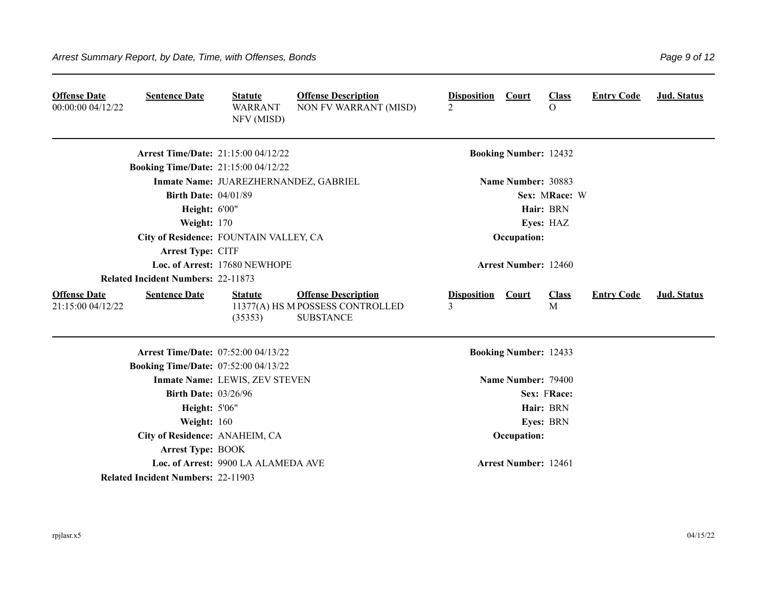| Offense Date | Sentence Date | Statute | Offense Description | Disposition | Court | Class | Entry Code | Jud. Status |
|---|---|---|---|---|---|---|---|---|
| 00:00:00 04/12/22 | | WARRANT NFV (MISD) | NON FV WARRANT (MISD) | 2 | | O | | |

**Arrest Time/Date:** 21:15:00 04/12/22
**Booking Number:** 12432
**Booking Time/Date:** 21:15:00 04/12/22
**Inmate Name:** JUAREZHERNANDEZ, GABRIEL
**Name Number:** 30883
**Birth Date:** 04/01/89
**Sex:** M **Race:** W
**Height:** 6'00"
**Hair:** BRN
**Weight:** 170
**Eyes:** HAZ
**City of Residence:** FOUNTAIN VALLEY, CA
**Occupation:**
**Arrest Type:** CITF
**Loc. of Arrest:** 17680 NEWHOPE
**Arrest Number:** 12460
**Related Incident Numbers:** 22-11873

| Offense Date | Sentence Date | Statute | Offense Description | Disposition | Court | Class | Entry Code | Jud. Status |
|---|---|---|---|---|---|---|---|---|
| 21:15:00 04/12/22 | | 11377(A) HS M (35353) | POSSESS CONTROLLED SUBSTANCE | 3 | | M | | |

**Arrest Time/Date:** 07:52:00 04/13/22
**Booking Number:** 12433
**Booking Time/Date:** 07:52:00 04/13/22
**Inmate Name:** LEWIS, ZEV STEVEN
**Name Number:** 79400
**Birth Date:** 03/26/96
**Sex:** F **Race:**
**Height:** 5'06"
**Hair:** BRN
**Weight:** 160
**Eyes:** BRN
**City of Residence:** ANAHEIM, CA
**Occupation:**
**Arrest Type:** BOOK
**Loc. of Arrest:** 9900 LA ALAMEDA AVE
**Arrest Number:** 12461
**Related Incident Numbers:** 22-11903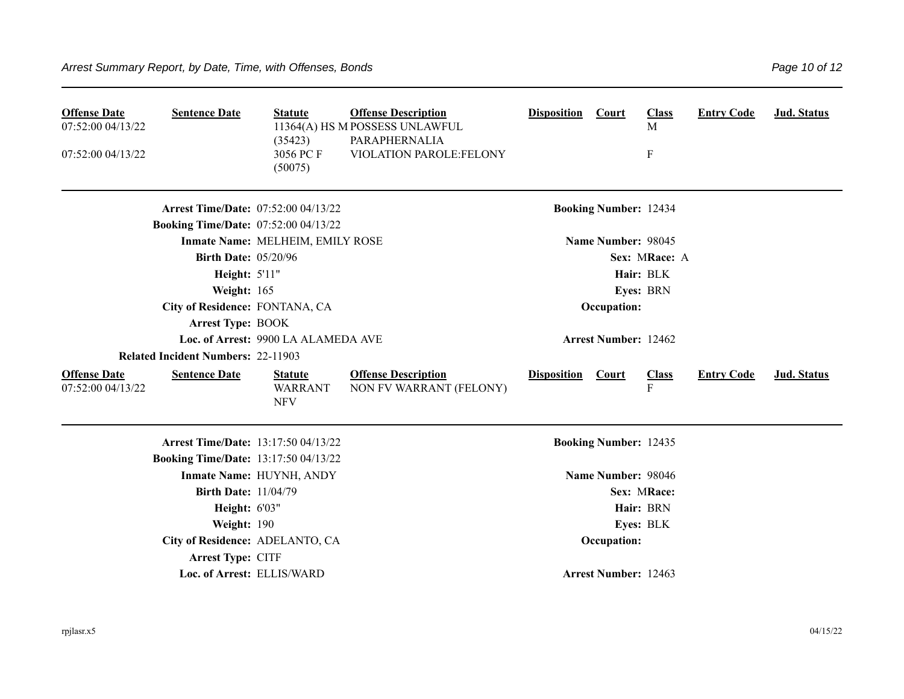| Offense Date | Sentence Date | Statute | Offense Description | Disposition | Court | Class | Entry Code | Jud. Status |
|---|---|---|---|---|---|---|---|---|
| 07:52:00 04/13/22 | | 11364(A) HS M (35423) | POSSESS UNLAWFUL PARAPHERNALIA | | | M | | |
| 07:52:00 04/13/22 | | 3056 PC F (50075) | VIOLATION PAROLE:FELONY | | | F | | |

---

**Arrest Time/Date:** 07:52:00 04/13/22 **Booking Number:** 12434

**Booking Time/Date:** 07:52:00 04/13/22

**Inmate Name:** MELHEIM, EMILY ROSE **Name Number:** 98045

**Birth Date:** 05/20/96 **Sex:** M **Race:** A

**Height:** 5'11" **Hair:** BLK

**Weight:** 165 **Eyes:** BRN

**City of Residence:** FONTANA, CA **Occupation:**

**Arrest Type:** BOOK

**Loc. of Arrest:** 9900 LA ALAMEDA AVE **Arrest Number:** 12462

**Related Incident Numbers:** 22-11903

| Offense Date | Sentence Date | Statute | Offense Description | Disposition | Court | Class | Entry Code | Jud. Status |
|---|---|---|---|---|---|---|---|---|
| 07:52:00 04/13/22 | | WARRANT NFV | NON FV WARRANT (FELONY) | | | F | | |

---

**Arrest Time/Date:** 13:17:50 04/13/22 **Booking Number:** 12435

**Booking Time/Date:** 13:17:50 04/13/22

**Inmate Name:** HUYNH, ANDY **Name Number:** 98046

**Birth Date:** 11/04/79 **Sex:** M **Race:**

**Height:** 6'03" **Hair:** BRN

**Weight:** 190 **Eyes:** BLK

**City of Residence:** ADELANTO, CA **Occupation:**

**Arrest Type:** CITF

**Loc. of Arrest:** ELLIS/WARD **Arrest Number:** 12463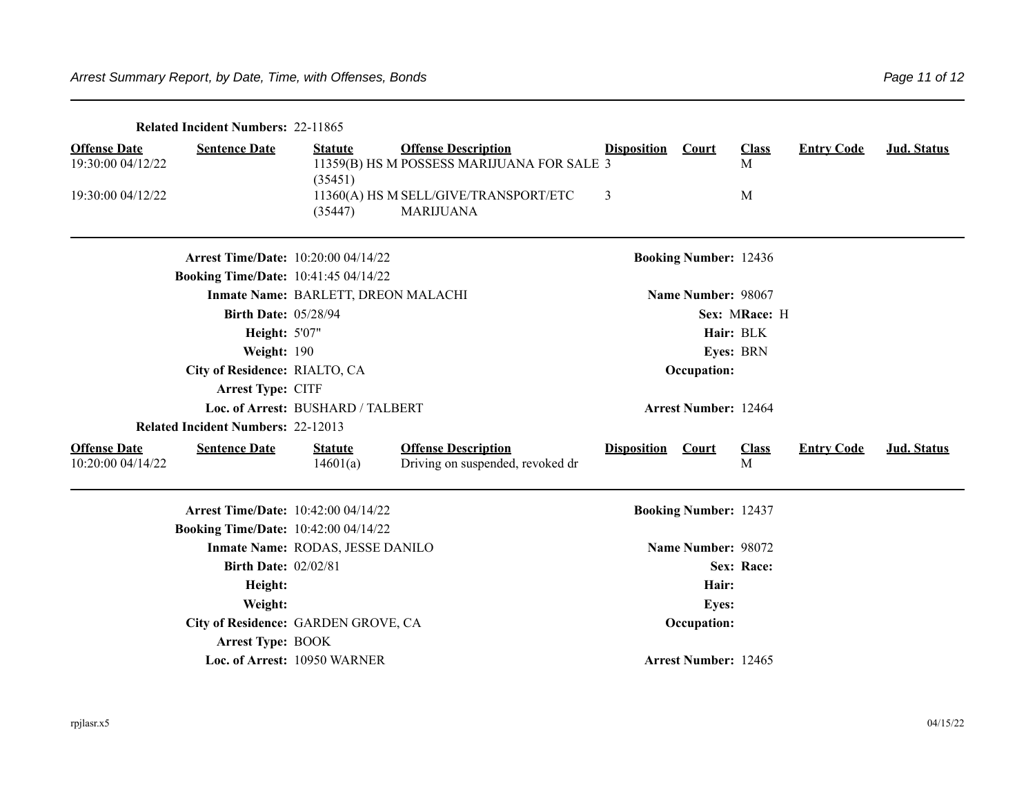**Related Incident Numbers:** 22-11865

| Offense Date | Sentence Date | Statute | Offense Description | Disposition | Court | Class | Entry Code | Jud. Status |
|---|---|---|---|---|---|---|---|---|
| 19:30:00 04/12/22 | | 11359(B) HS M (35451) | POSSESS MARIJUANA FOR SALE | 3 | | M | | |
| 19:30:00 04/12/22 | | 11360(A) HS M (35447) | SELL/GIVE/TRANSPORT/ETC MARIJUANA | 3 | | M | | |

---

**Arrest Time/Date:** 10:20:00 04/14/22 **Booking Number:** 12436

**Booking Time/Date:** 10:41:45 04/14/22

**Inmate Name:** BARLETT, DREON MALACHI **Name Number:** 98067

**Birth Date:** 05/28/94 **Sex:** M **Race:** H

**Height:** 5'07" **Hair:** BLK

**Weight:** 190 **Eyes:** BRN

**City of Residence:** RIALTO, CA **Occupation:**

**Arrest Type:** CITF

**Loc. of Arrest:** BUSHARD / TALBERT **Arrest Number:** 12464

**Related Incident Numbers:** 22-12013

| Offense Date | Sentence Date | Statute | Offense Description | Disposition | Court | Class | Entry Code | Jud. Status |
|---|---|---|---|---|---|---|---|---|
| 10:20:00 04/14/22 | | 14601(a) | Driving on suspended, revoked dr | | | M | | |

---

**Arrest Time/Date:** 10:42:00 04/14/22 **Booking Number:** 12437

**Booking Time/Date:** 10:42:00 04/14/22

**Inmate Name:** RODAS, JESSE DANILO **Name Number:** 98072

**Birth Date:** 02/02/81 **Sex:** **Race:**

**Height:** **Hair:**

**Weight:** **Eyes:**

**City of Residence:** GARDEN GROVE, CA **Occupation:**

**Arrest Type:** BOOK

**Loc. of Arrest:** 10950 WARNER **Arrest Number:** 12465

rpjlasr.x5 04/15/22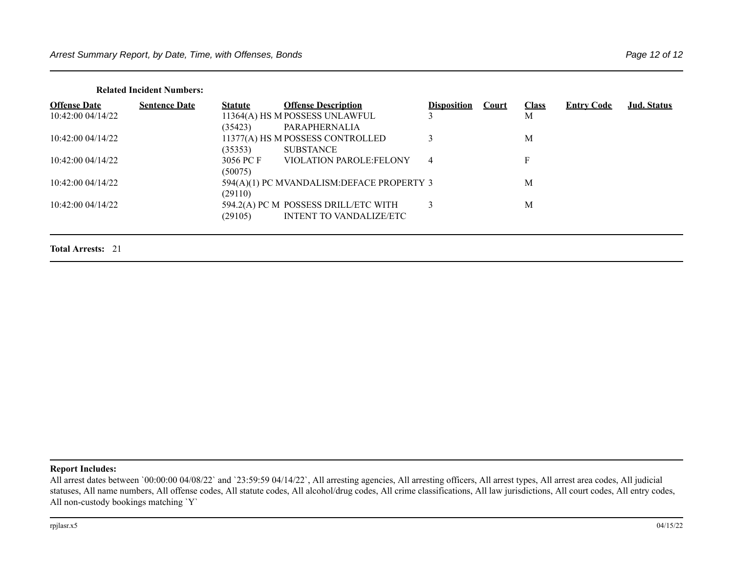**Related Incident Numbers:**

| Offense Date | Sentence Date | Statute | Offense Description | Disposition | Court | Class | Entry Code | Jud. Status |
|---|---|---|---|---|---|---|---|---|
| 10:42:00 04/14/22 | | 11364(A) HS M (35423) | POSSESS UNLAWFUL PARAPHERNALIA | 3 | | M | | |
| 10:42:00 04/14/22 | | 11377(A) HS M (35353) | POSSESS CONTROLLED SUBSTANCE | 3 | | M | | |
| 10:42:00 04/14/22 | | 3056 PC F (50075) | VIOLATION PAROLE:FELONY | 4 | | F | | |
| 10:42:00 04/14/22 | | 594(A)(1) PC M (29110) | VANDALISM:DEFACE PROPERTY | 3 | | M | | |
| 10:42:00 04/14/22 | | 594.2(A) PC M (29105) | POSSESS DRILL/ETC WITH INTENT TO VANDALIZE/ETC | 3 | | M | | |

**Total Arrests:** 21

**Report Includes:**

All arrest dates between `00:00:00 04/08/22` and `23:59:59 04/14/22`, All arresting agencies, All arresting officers, All arrest types, All arrest area codes, All judicial statuses, All name numbers, All offense codes, All statute codes, All alcohol/drug codes, All crime classifications, All law jurisdictions, All court codes, All entry codes, All non-custody bookings matching `Y`

rpjlasr.x5 04/15/22